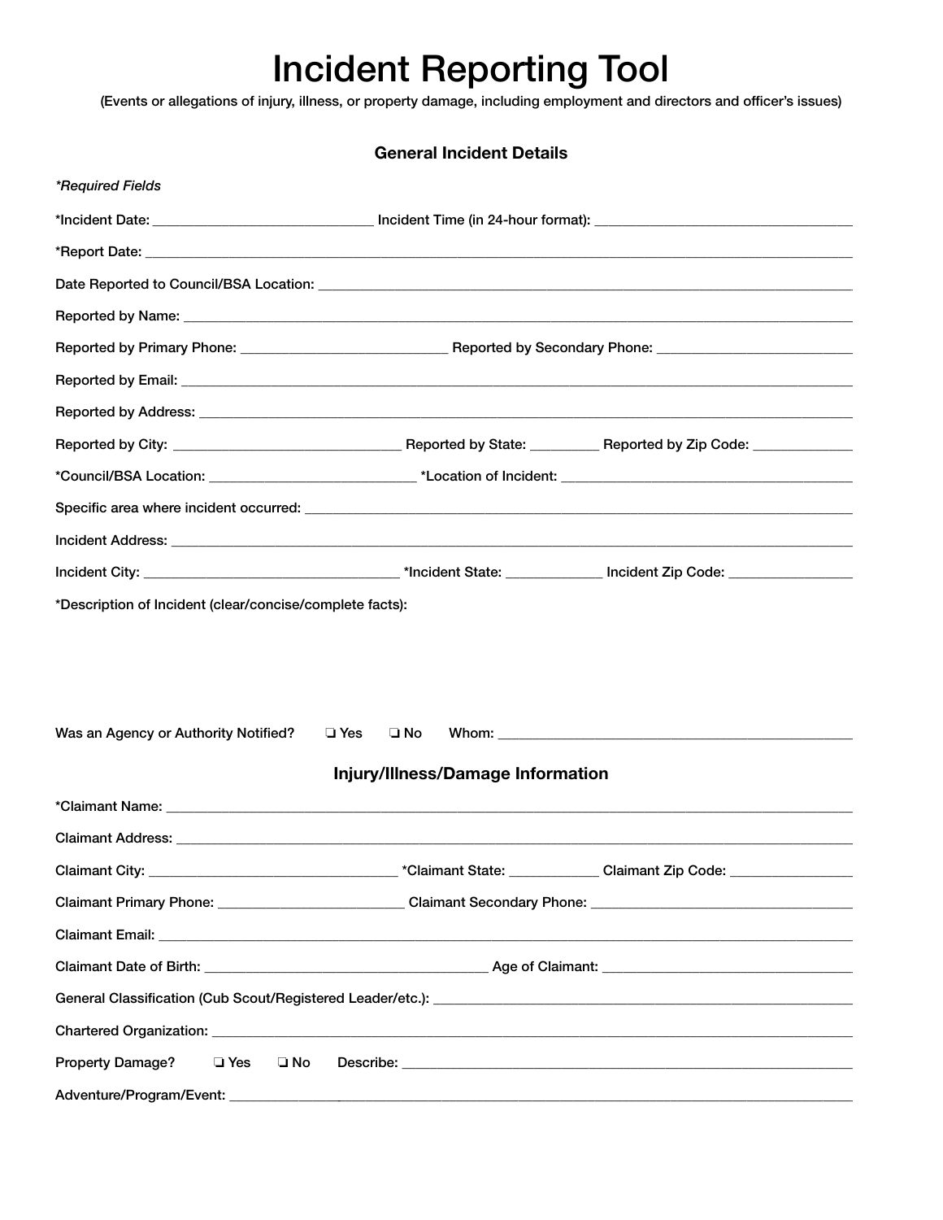# Incident Reporting Tool

(Events or allegations of injury, illness, or property damage, including employment and directors and officer's issues)

### General Incident Details

*\*Required Fields*

\*Incident Date: ______________________________ Incident Time (in 24-hour format): ____________________________________

\*Report Date: ________________________________________________________________________________________________

Date Reported to Council/BSA Location: __________________________________________________________________________

Reported by Name: ____________________________________________________________________________________________

Reported by Primary Phone: ____________________________ Reported by Secondary Phone: ___________________________

Reported by Email: _____________________________________________________________________________________________

Reported by Address: ___________________________________________________________________________________________

Reported by City: _______________________________ Reported by State: _________ Reported by Zip Code: ______________

\*Council/BSA Location: ____________________________ \*Location of Incident: ________________________________________

Specific area where incident occurred: ____________________________________________________________________________

Incident Address: _______________________________________________________________________________________________

Incident City: __________________________________ \*Incident State: _____________ Incident Zip Code: ________________

\*Description of Incident (clear/concise/complete facts):

Was an Agency or Authority Notified? ❏ Yes ❏ No Whom: __________________________________________________

### Injury/Illness/Damage Information

\*Claimant Name: ________________________________________________________________________________________________

Claimant Address: _______________________________________________________________________________________________

Claimant City: _________________________________ \*Claimant State: ____________ Claimant Zip Code: ________________

Claimant Primary Phone: _________________________ Claimant Secondary Phone: ____________________________________

Claimant Email: __________________________________________________________________________________________________

Claimant Date of Birth: ______________________________________ Age of Claimant: __________________________________

General Classification (Cub Scout/Registered Leader/etc.): ___________________________________________________________

Chartered Organization: ____________________________________________________________________________________________

Property Damage? ❏ Yes ❏ No Describe: ______________________________________________________________________

Adventure/Program/Event: ___________________________________________________________________________________________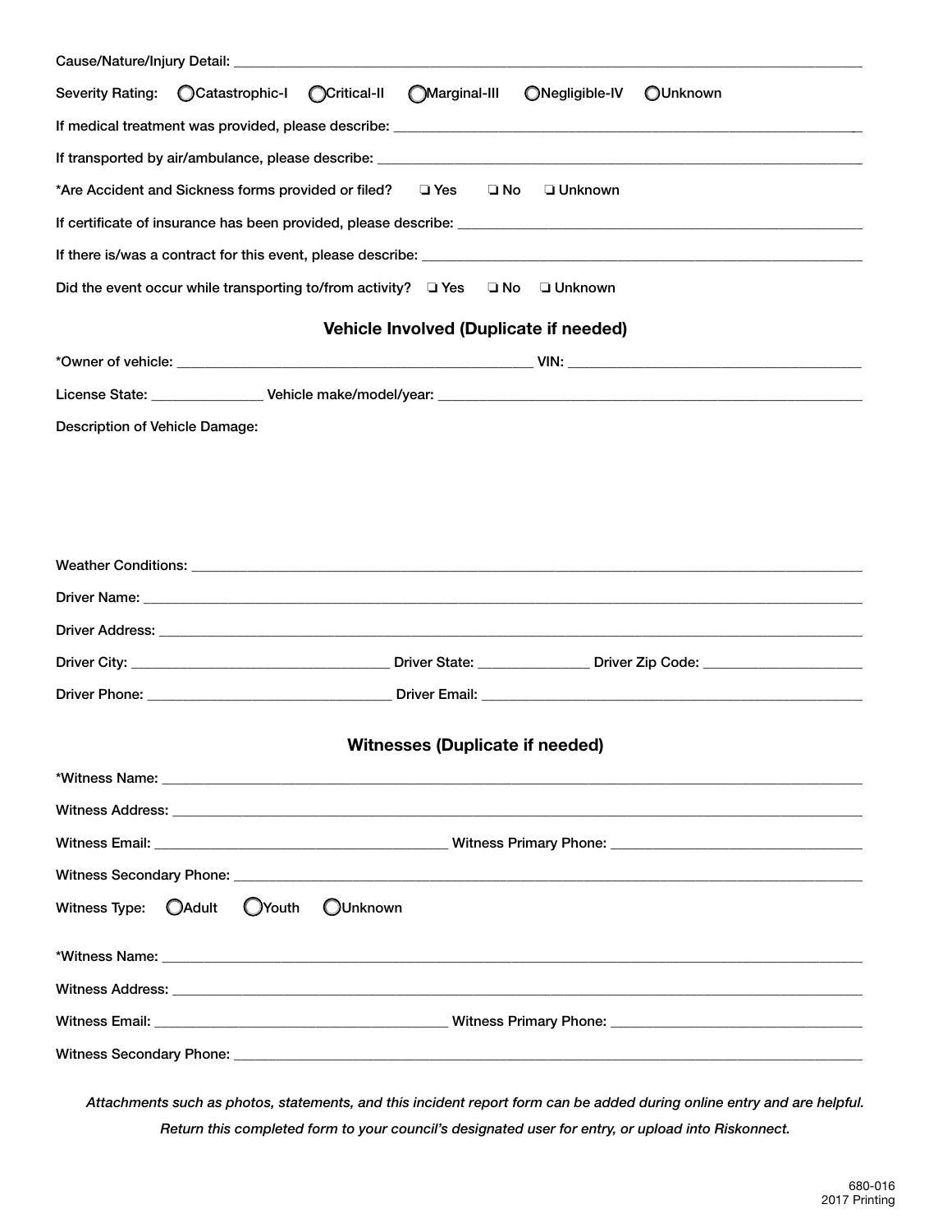Cause/Nature/Injury Detail: ______________________________________________________________________

Severity Rating: ◯ Catastrophic-I ◯ Critical-II ◯ Marginal-III ◯ Negligible-IV ◯ Unknown

If medical treatment was provided, please describe: ______________________________________________________

If transported by air/ambulance, please describe: ________________________________________________________

*Are Accident and Sickness forms provided or filed? ❑ Yes ❑ No ❑ Unknown

If certificate of insurance has been provided, please describe: ___________________________________________

If there is/was a contract for this event, please describe: _______________________________________________

Did the event occur while transporting to/from activity? ❑ Yes ❑ No ❑ Unknown

## Vehicle Involved (Duplicate if needed)

*Owner of vehicle: ____________________________________ VIN: ______________________________

License State: ___________ Vehicle make/model/year: ____________________________________________

Description of Vehicle Damage:

Weather Conditions: _______________________________________________________________________

Driver Name: _____________________________________________________________________________

Driver Address: ___________________________________________________________________________

Driver City: ___________________________ Driver State: ___________ Driver Zip Code: _______________

Driver Phone: _________________________ Driver Email: ______________________________________

## Witnesses (Duplicate if needed)

*Witness Name: ___________________________________________________________________________

Witness Address: _________________________________________________________________________

Witness Email: ______________________________ Witness Primary Phone: ________________________

Witness Secondary Phone: __________________________________________________________________

Witness Type: ◯ Adult ◯ Youth ◯ Unknown

*Witness Name: ___________________________________________________________________________

Witness Address: _________________________________________________________________________

Witness Email: ______________________________ Witness Primary Phone: ________________________

Witness Secondary Phone: __________________________________________________________________

*Attachments such as photos, statements, and this incident report form can be added during online entry and are helpful.*

*Return this completed form to your council's designated user for entry, or upload into Riskonnect.*

680-016
2017 Printing